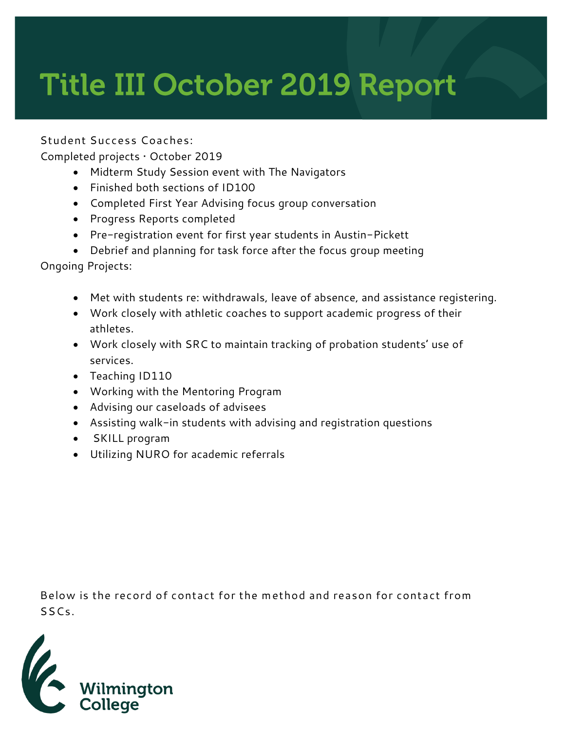# Title III October 2019 Report

Student Success Coaches:

Completed projects · October 2019

- Midterm Study Session event with The Navigators
- Finished both sections of ID100
- Completed First Year Advising focus group conversation
- Progress Reports completed
- Pre-registration event for first year students in Austin-Pickett
- Debrief and planning for task force after the focus group meeting

Ongoing Projects:

- Met with students re: withdrawals, leave of absence, and assistance registering.
- Work closely with athletic coaches to support academic progress of their athletes.
- Work closely with SRC to maintain tracking of probation students' use of services.
- Teaching ID110
- Working with the Mentoring Program
- Advising our caseloads of advisees
- Assisting walk-in students with advising and registration questions
- SKILL program
- Utilizing NURO for academic referrals

Below is the record of contact for the method and reason for contact from SSCs.

Wilmington College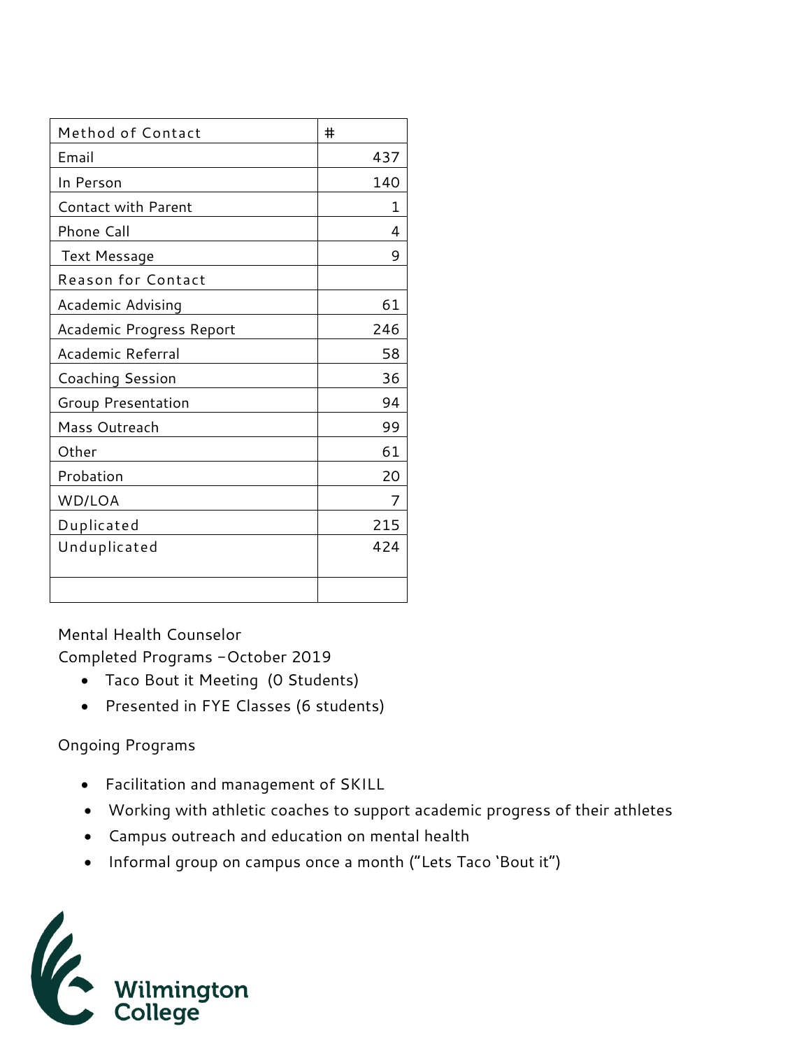| Method of Contact | # |
|---|---|
| Email | 437 |
| In Person | 140 |
| Contact with Parent | 1 |
| Phone Call | 4 |
| Text Message | 9 |
| Reason for Contact | |
| Academic Advising | 61 |
| Academic Progress Report | 246 |
| Academic Referral | 58 |
| Coaching Session | 36 |
| Group Presentation | 94 |
| Mass Outreach | 99 |
| Other | 61 |
| Probation | 20 |
| WD/LOA | 7 |
| Duplicated | 215 |
| Unduplicated | 424 |
| | |

Mental Health Counselor
Completed Programs –October 2019

- Taco Bout it Meeting (0 Students)
- Presented in FYE Classes (6 students)

Ongoing Programs

- Facilitation and management of SKILL
- Working with athletic coaches to support academic progress of their athletes
- Campus outreach and education on mental health
- Informal group on campus once a month ("Lets Taco 'Bout it")

Wilmington College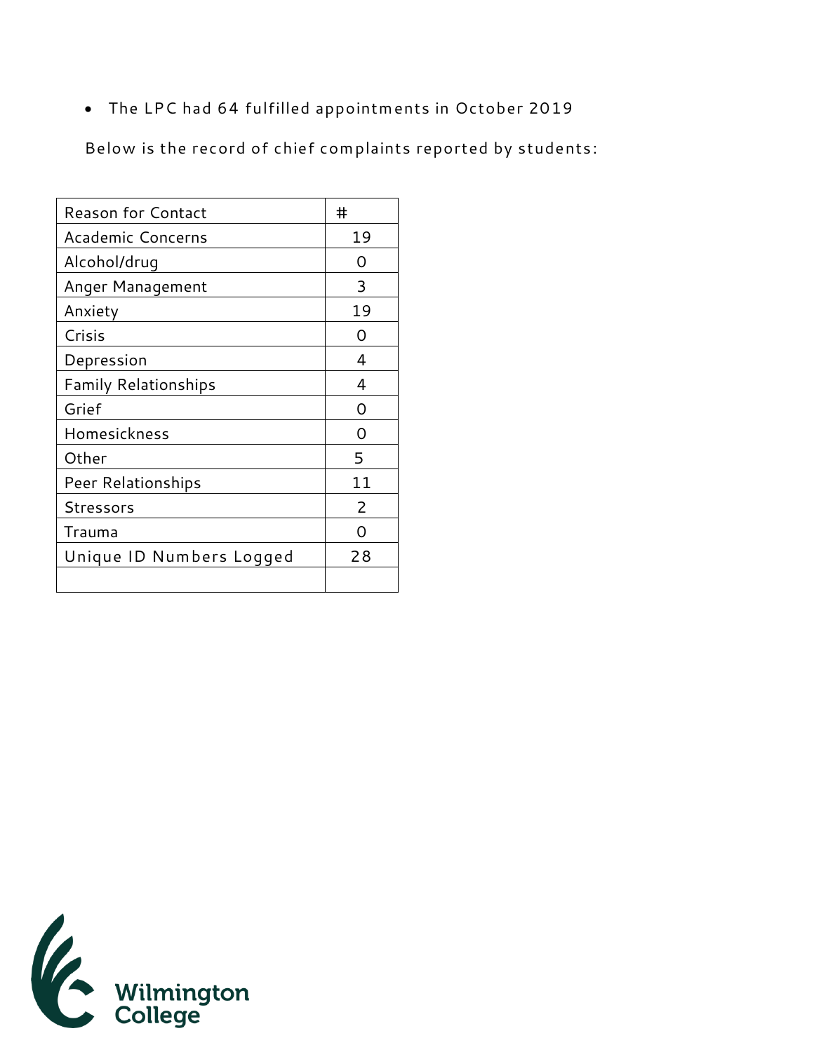- The LPC had 64 fulfilled appointments in October 2019

Below is the record of chief complaints reported by students:

| Reason for Contact | # |
| --- | --- |
| Academic Concerns | 19 |
| Alcohol/drug | 0 |
| Anger Management | 3 |
| Anxiety | 19 |
| Crisis | 0 |
| Depression | 4 |
| Family Relationships | 4 |
| Grief | 0 |
| Homesickness | 0 |
| Other | 5 |
| Peer Relationships | 11 |
| Stressors | 2 |
| Trauma | 0 |
| Unique ID Numbers Logged | 28 |
| | |

Wilmington College